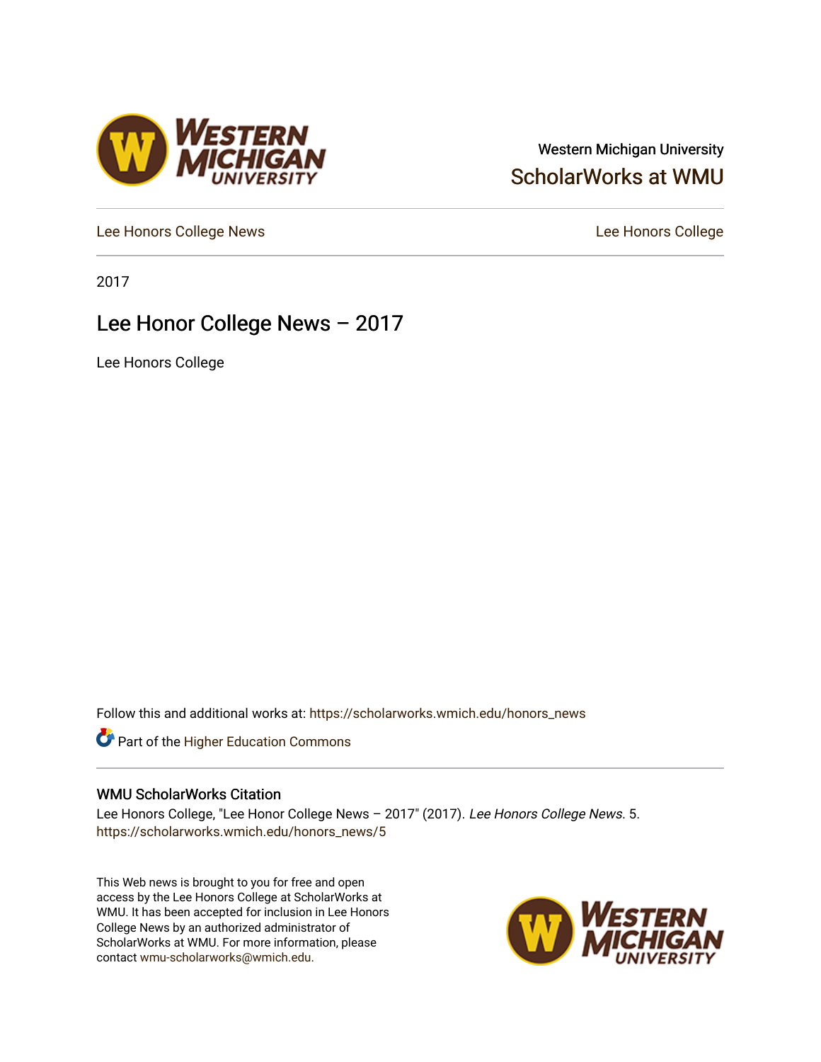Western Michigan University
ScholarWorks at WMU

Lee Honors College News | Lee Honors College

2017

# Lee Honor College News – 2017

Lee Honors College

Follow this and additional works at: https://scholarworks.wmich.edu/honors_news

Part of the Higher Education Commons

### WMU ScholarWorks Citation

Lee Honors College, "Lee Honor College News – 2017" (2017). *Lee Honors College News*. 5.
https://scholarworks.wmich.edu/honors_news/5

This Web news is brought to you for free and open access by the Lee Honors College at ScholarWorks at WMU. It has been accepted for inclusion in Lee Honors College News by an authorized administrator of ScholarWorks at WMU. For more information, please contact wmu-scholarworks@wmich.edu.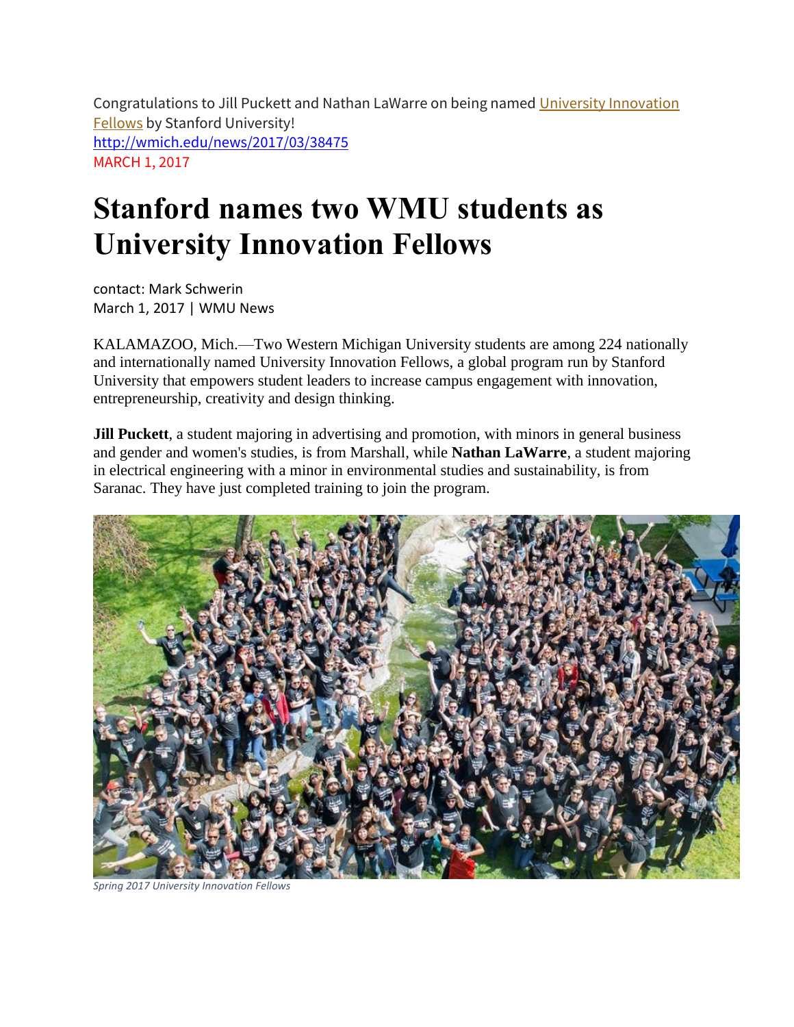Congratulations to Jill Puckett and Nathan LaWarre on being named [University Innovation Fellows](University Innovation Fellows) by Stanford University!
http://wmich.edu/news/2017/03/38475
MARCH 1, 2017

# Stanford names two WMU students as University Innovation Fellows

contact: Mark Schwerin
March 1, 2017 | WMU News

KALAMAZOO, Mich.—Two Western Michigan University students are among 224 nationally and internationally named University Innovation Fellows, a global program run by Stanford University that empowers student leaders to increase campus engagement with innovation, entrepreneurship, creativity and design thinking.

**Jill Puckett**, a student majoring in advertising and promotion, with minors in general business and gender and women's studies, is from Marshall, while **Nathan LaWarre**, a student majoring in electrical engineering with a minor in environmental studies and sustainability, is from Saranac. They have just completed training to join the program.

*Spring 2017 University Innovation Fellows*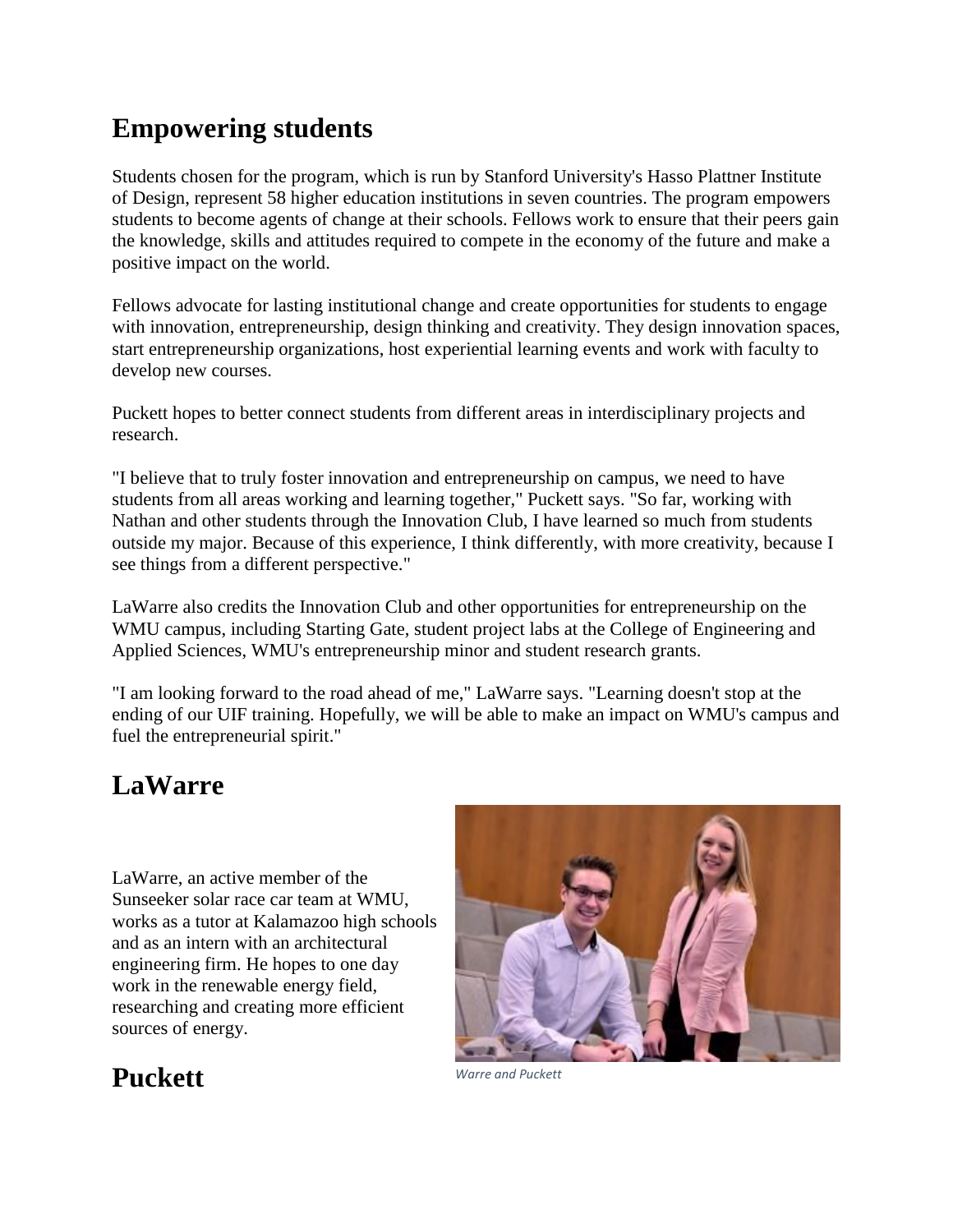## Empowering students

Students chosen for the program, which is run by Stanford University's Hasso Plattner Institute of Design, represent 58 higher education institutions in seven countries. The program empowers students to become agents of change at their schools. Fellows work to ensure that their peers gain the knowledge, skills and attitudes required to compete in the economy of the future and make a positive impact on the world.

Fellows advocate for lasting institutional change and create opportunities for students to engage with innovation, entrepreneurship, design thinking and creativity. They design innovation spaces, start entrepreneurship organizations, host experiential learning events and work with faculty to develop new courses.

Puckett hopes to better connect students from different areas in interdisciplinary projects and research.

"I believe that to truly foster innovation and entrepreneurship on campus, we need to have students from all areas working and learning together," Puckett says. "So far, working with Nathan and other students through the Innovation Club, I have learned so much from students outside my major. Because of this experience, I think differently, with more creativity, because I see things from a different perspective."

LaWarre also credits the Innovation Club and other opportunities for entrepreneurship on the WMU campus, including Starting Gate, student project labs at the College of Engineering and Applied Sciences, WMU's entrepreneurship minor and student research grants.

"I am looking forward to the road ahead of me," LaWarre says. "Learning doesn't stop at the ending of our UIF training. Hopefully, we will be able to make an impact on WMU's campus and fuel the entrepreneurial spirit."

## LaWarre

LaWarre, an active member of the Sunseeker solar race car team at WMU, works as a tutor at Kalamazoo high schools and as an intern with an architectural engineering firm. He hopes to one day work in the renewable energy field, researching and creating more efficient sources of energy.

*Warre and Puckett*

## Puckett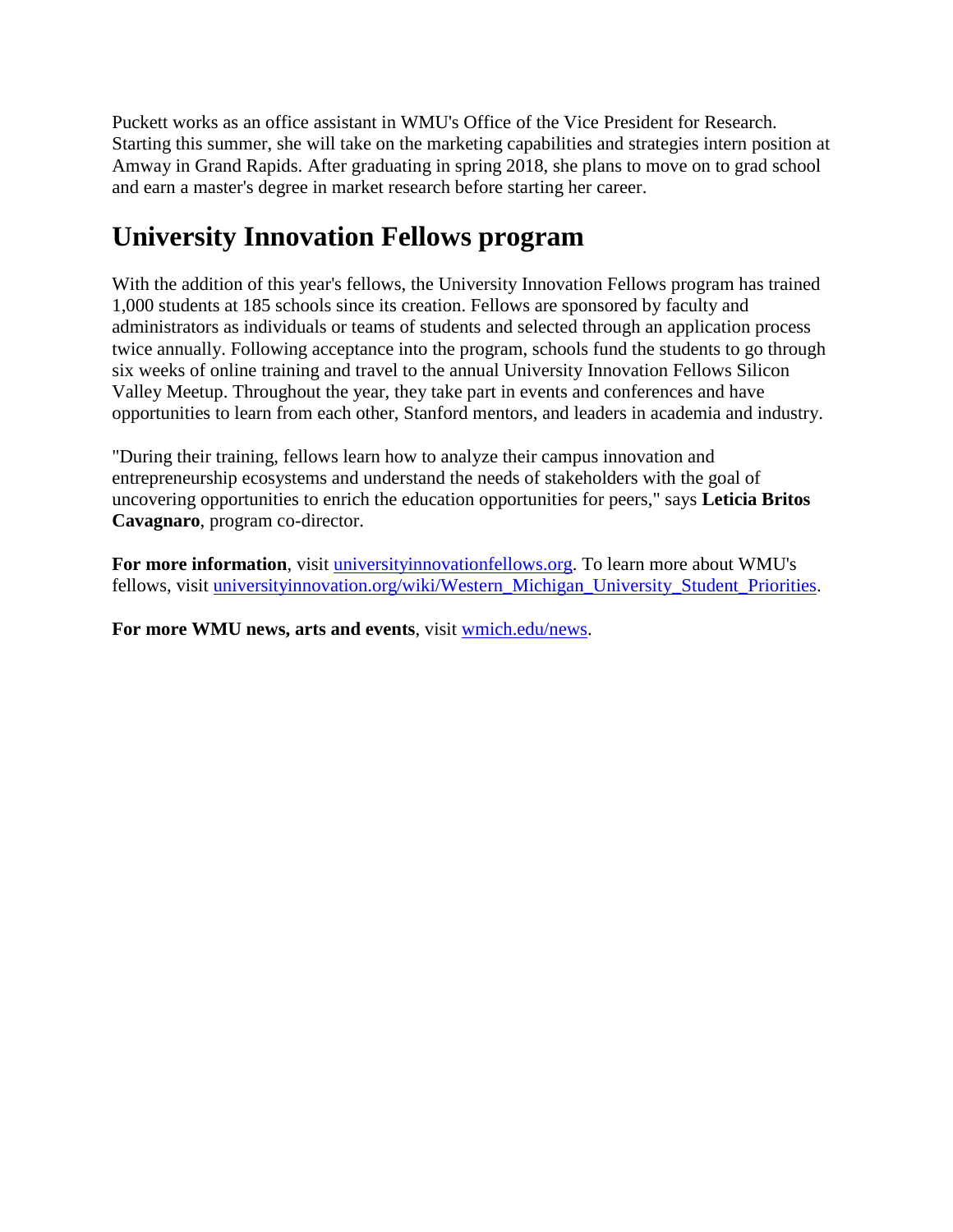Puckett works as an office assistant in WMU's Office of the Vice President for Research. Starting this summer, she will take on the marketing capabilities and strategies intern position at Amway in Grand Rapids. After graduating in spring 2018, she plans to move on to grad school and earn a master's degree in market research before starting her career.

## University Innovation Fellows program

With the addition of this year's fellows, the University Innovation Fellows program has trained 1,000 students at 185 schools since its creation. Fellows are sponsored by faculty and administrators as individuals or teams of students and selected through an application process twice annually. Following acceptance into the program, schools fund the students to go through six weeks of online training and travel to the annual University Innovation Fellows Silicon Valley Meetup. Throughout the year, they take part in events and conferences and have opportunities to learn from each other, Stanford mentors, and leaders in academia and industry.

"During their training, fellows learn how to analyze their campus innovation and entrepreneurship ecosystems and understand the needs of stakeholders with the goal of uncovering opportunities to enrich the education opportunities for peers," says **Leticia Britos Cavagnaro**, program co-director.

**For more information**, visit [universityinnovationfellows.org](universityinnovationfellows.org). To learn more about WMU's fellows, visit [universityinnovation.org/wiki/Western_Michigan_University_Student_Priorities](universityinnovation.org/wiki/Western_Michigan_University_Student_Priorities).

**For more WMU news, arts and events**, visit [wmich.edu/news](wmich.edu/news).